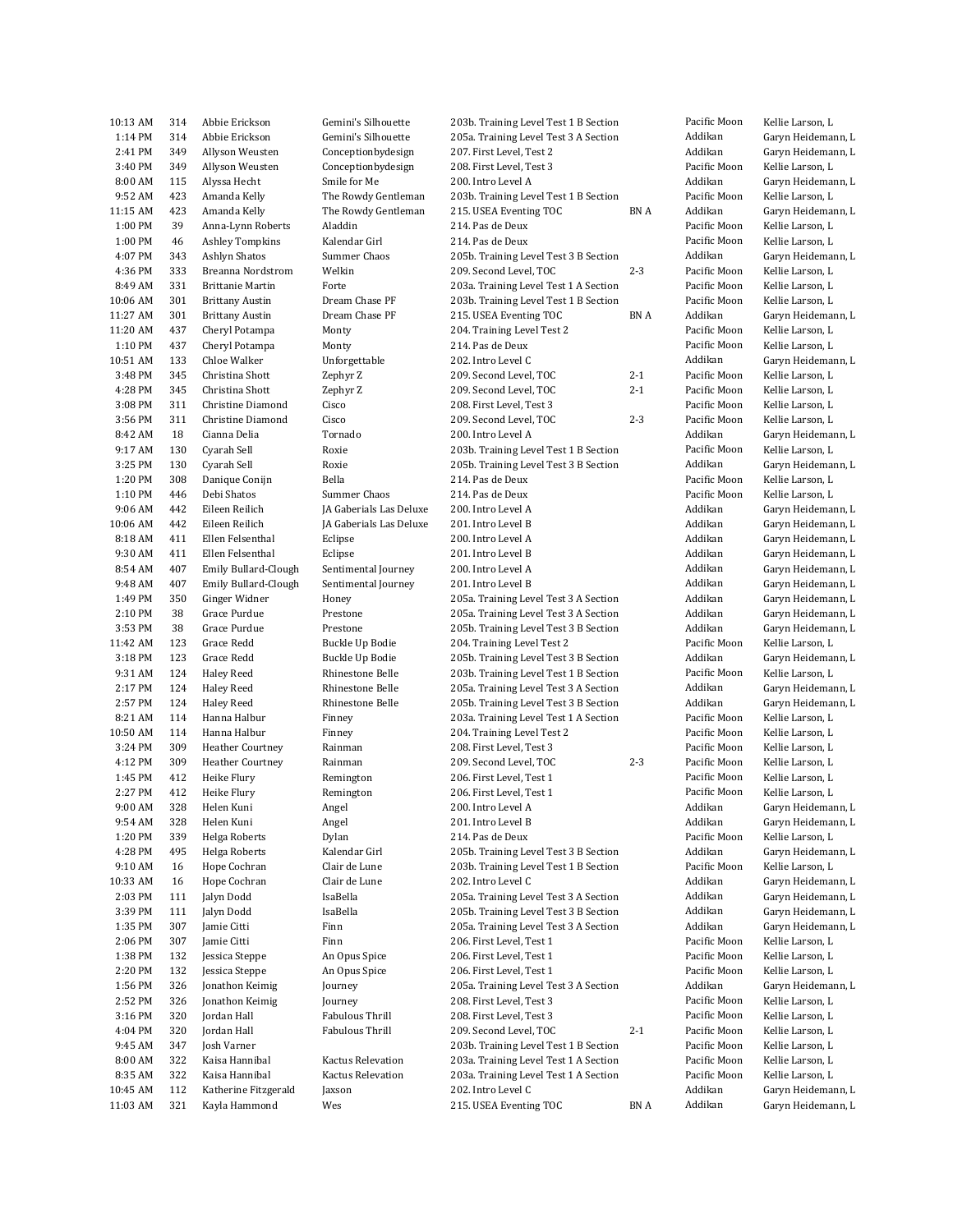| | | | | | | | |
|---|---|---|---|---|---|---|---|
| 10:13 AM | 314 | Abbie Erickson | Gemini's Silhouette | 203b. Training Level Test 1 B Section | | Pacific Moon | Kellie Larson, L |
| 1:14 PM | 314 | Abbie Erickson | Gemini's Silhouette | 205a. Training Level Test 3 A Section | | Addikan | Garyn Heidemann, L |
| 2:41 PM | 349 | Allyson Weusten | Conceptionbydesign | 207. First Level, Test 2 | | Addikan | Garyn Heidemann, L |
| 3:40 PM | 349 | Allyson Weusten | Conceptionbydesign | 208. First Level, Test 3 | | Pacific Moon | Kellie Larson, L |
| 8:00 AM | 115 | Alyssa Hecht | Smile for Me | 200. Intro Level A | | Addikan | Garyn Heidemann, L |
| 9:52 AM | 423 | Amanda Kelly | The Rowdy Gentleman | 203b. Training Level Test 1 B Section | | Pacific Moon | Kellie Larson, L |
| 11:15 AM | 423 | Amanda Kelly | The Rowdy Gentleman | 215. USEA Eventing TOC | BN A | Addikan | Garyn Heidemann, L |
| 1:00 PM | 39 | Anna-Lynn Roberts | Aladdin | 214. Pas de Deux | | Pacific Moon | Kellie Larson, L |
| 1:00 PM | 46 | Ashley Tompkins | Kalendar Girl | 214. Pas de Deux | | Pacific Moon | Kellie Larson, L |
| 4:07 PM | 343 | Ashlyn Shatos | Summer Chaos | 205b. Training Level Test 3 B Section | | Addikan | Garyn Heidemann, L |
| 4:36 PM | 333 | Breanna Nordstrom | Welkin | 209. Second Level, TOC | 2-3 | Pacific Moon | Kellie Larson, L |
| 8:49 AM | 331 | Brittanie Martin | Forte | 203a. Training Level Test 1 A Section | | Pacific Moon | Kellie Larson, L |
| 10:06 AM | 301 | Brittany Austin | Dream Chase PF | 203b. Training Level Test 1 B Section | | Pacific Moon | Kellie Larson, L |
| 11:27 AM | 301 | Brittany Austin | Dream Chase PF | 215. USEA Eventing TOC | BN A | Addikan | Garyn Heidemann, L |
| 11:20 AM | 437 | Cheryl Potampa | Monty | 204. Training Level Test 2 | | Pacific Moon | Kellie Larson, L |
| 1:10 PM | 437 | Cheryl Potampa | Monty | 214. Pas de Deux | | Pacific Moon | Kellie Larson, L |
| 10:51 AM | 133 | Chloe Walker | Unforgettable | 202. Intro Level C | | Addikan | Garyn Heidemann, L |
| 3:48 PM | 345 | Christina Shott | Zephyr Z | 209. Second Level, TOC | 2-1 | Pacific Moon | Kellie Larson, L |
| 4:28 PM | 345 | Christina Shott | Zephyr Z | 209. Second Level, TOC | 2-1 | Pacific Moon | Kellie Larson, L |
| 3:08 PM | 311 | Christine Diamond | Cisco | 208. First Level, Test 3 | | Pacific Moon | Kellie Larson, L |
| 3:56 PM | 311 | Christine Diamond | Cisco | 209. Second Level, TOC | 2-3 | Pacific Moon | Kellie Larson, L |
| 8:42 AM | 18 | Cianna Delia | Tornado | 200. Intro Level A | | Addikan | Garyn Heidemann, L |
| 9:17 AM | 130 | Cyarah Sell | Roxie | 203b. Training Level Test 1 B Section | | Pacific Moon | Kellie Larson, L |
| 3:25 PM | 130 | Cyarah Sell | Roxie | 205b. Training Level Test 3 B Section | | Addikan | Garyn Heidemann, L |
| 1:20 PM | 308 | Danique Conijn | Bella | 214. Pas de Deux | | Pacific Moon | Kellie Larson, L |
| 1:10 PM | 446 | Debi Shatos | Summer Chaos | 214. Pas de Deux | | Pacific Moon | Kellie Larson, L |
| 9:06 AM | 442 | Eileen Reilich | JA Gaberials Las Deluxe | 200. Intro Level A | | Addikan | Garyn Heidemann, L |
| 10:06 AM | 442 | Eileen Reilich | JA Gaberials Las Deluxe | 201. Intro Level B | | Addikan | Garyn Heidemann, L |
| 8:18 AM | 411 | Ellen Felsenthal | Eclipse | 200. Intro Level A | | Addikan | Garyn Heidemann, L |
| 9:30 AM | 411 | Ellen Felsenthal | Eclipse | 201. Intro Level B | | Addikan | Garyn Heidemann, L |
| 8:54 AM | 407 | Emily Bullard-Clough | Sentimental Journey | 200. Intro Level A | | Addikan | Garyn Heidemann, L |
| 9:48 AM | 407 | Emily Bullard-Clough | Sentimental Journey | 201. Intro Level B | | Addikan | Garyn Heidemann, L |
| 1:49 PM | 350 | Ginger Widner | Honey | 205a. Training Level Test 3 A Section | | Addikan | Garyn Heidemann, L |
| 2:10 PM | 38 | Grace Purdue | Prestone | 205a. Training Level Test 3 A Section | | Addikan | Garyn Heidemann, L |
| 3:53 PM | 38 | Grace Purdue | Prestone | 205b. Training Level Test 3 B Section | | Addikan | Garyn Heidemann, L |
| 11:42 AM | 123 | Grace Redd | Buckle Up Bodie | 204. Training Level Test 2 | | Pacific Moon | Kellie Larson, L |
| 3:18 PM | 123 | Grace Redd | Buckle Up Bodie | 205b. Training Level Test 3 B Section | | Addikan | Garyn Heidemann, L |
| 9:31 AM | 124 | Haley Reed | Rhinestone Belle | 203b. Training Level Test 1 B Section | | Pacific Moon | Kellie Larson, L |
| 2:17 PM | 124 | Haley Reed | Rhinestone Belle | 205a. Training Level Test 3 A Section | | Addikan | Garyn Heidemann, L |
| 2:57 PM | 124 | Haley Reed | Rhinestone Belle | 205b. Training Level Test 3 B Section | | Addikan | Garyn Heidemann, L |
| 8:21 AM | 114 | Hanna Halbur | Finney | 203a. Training Level Test 1 A Section | | Pacific Moon | Kellie Larson, L |
| 10:50 AM | 114 | Hanna Halbur | Finney | 204. Training Level Test 2 | | Pacific Moon | Kellie Larson, L |
| 3:24 PM | 309 | Heather Courtney | Rainman | 208. First Level, Test 3 | | Pacific Moon | Kellie Larson, L |
| 4:12 PM | 309 | Heather Courtney | Rainman | 209. Second Level, TOC | 2-3 | Pacific Moon | Kellie Larson, L |
| 1:45 PM | 412 | Heike Flury | Remington | 206. First Level, Test 1 | | Pacific Moon | Kellie Larson, L |
| 2:27 PM | 412 | Heike Flury | Remington | 206. First Level, Test 1 | | Pacific Moon | Kellie Larson, L |
| 9:00 AM | 328 | Helen Kuni | Angel | 200. Intro Level A | | Addikan | Garyn Heidemann, L |
| 9:54 AM | 328 | Helen Kuni | Angel | 201. Intro Level B | | Addikan | Garyn Heidemann, L |
| 1:20 PM | 339 | Helga Roberts | Dylan | 214. Pas de Deux | | Pacific Moon | Kellie Larson, L |
| 4:28 PM | 495 | Helga Roberts | Kalendar Girl | 205b. Training Level Test 3 B Section | | Addikan | Garyn Heidemann, L |
| 9:10 AM | 16 | Hope Cochran | Clair de Lune | 203b. Training Level Test 1 B Section | | Pacific Moon | Kellie Larson, L |
| 10:33 AM | 16 | Hope Cochran | Clair de Lune | 202. Intro Level C | | Addikan | Garyn Heidemann, L |
| 2:03 PM | 111 | Jalyn Dodd | IsaBella | 205a. Training Level Test 3 A Section | | Addikan | Garyn Heidemann, L |
| 3:39 PM | 111 | Jalyn Dodd | IsaBella | 205b. Training Level Test 3 B Section | | Addikan | Garyn Heidemann, L |
| 1:35 PM | 307 | Jamie Citti | Finn | 205a. Training Level Test 3 A Section | | Addikan | Garyn Heidemann, L |
| 2:06 PM | 307 | Jamie Citti | Finn | 206. First Level, Test 1 | | Pacific Moon | Kellie Larson, L |
| 1:38 PM | 132 | Jessica Steppe | An Opus Spice | 206. First Level, Test 1 | | Pacific Moon | Kellie Larson, L |
| 2:20 PM | 132 | Jessica Steppe | An Opus Spice | 206. First Level, Test 1 | | Pacific Moon | Kellie Larson, L |
| 1:56 PM | 326 | Jonathon Keimig | Journey | 205a. Training Level Test 3 A Section | | Addikan | Garyn Heidemann, L |
| 2:52 PM | 326 | Jonathon Keimig | Journey | 208. First Level, Test 3 | | Pacific Moon | Kellie Larson, L |
| 3:16 PM | 320 | Jordan Hall | Fabulous Thrill | 208. First Level, Test 3 | | Pacific Moon | Kellie Larson, L |
| 4:04 PM | 320 | Jordan Hall | Fabulous Thrill | 209. Second Level, TOC | 2-1 | Pacific Moon | Kellie Larson, L |
| 9:45 AM | 347 | Josh Varner | | 203b. Training Level Test 1 B Section | | Pacific Moon | Kellie Larson, L |
| 8:00 AM | 322 | Kaisa Hannibal | Kactus Relevation | 203a. Training Level Test 1 A Section | | Pacific Moon | Kellie Larson, L |
| 8:35 AM | 322 | Kaisa Hannibal | Kactus Relevation | 203a. Training Level Test 1 A Section | | Pacific Moon | Kellie Larson, L |
| 10:45 AM | 112 | Katherine Fitzgerald | Jaxson | 202. Intro Level C | | Addikan | Garyn Heidemann, L |
| 11:03 AM | 321 | Kayla Hammond | Wes | 215. USEA Eventing TOC | BN A | Addikan | Garyn Heidemann, L |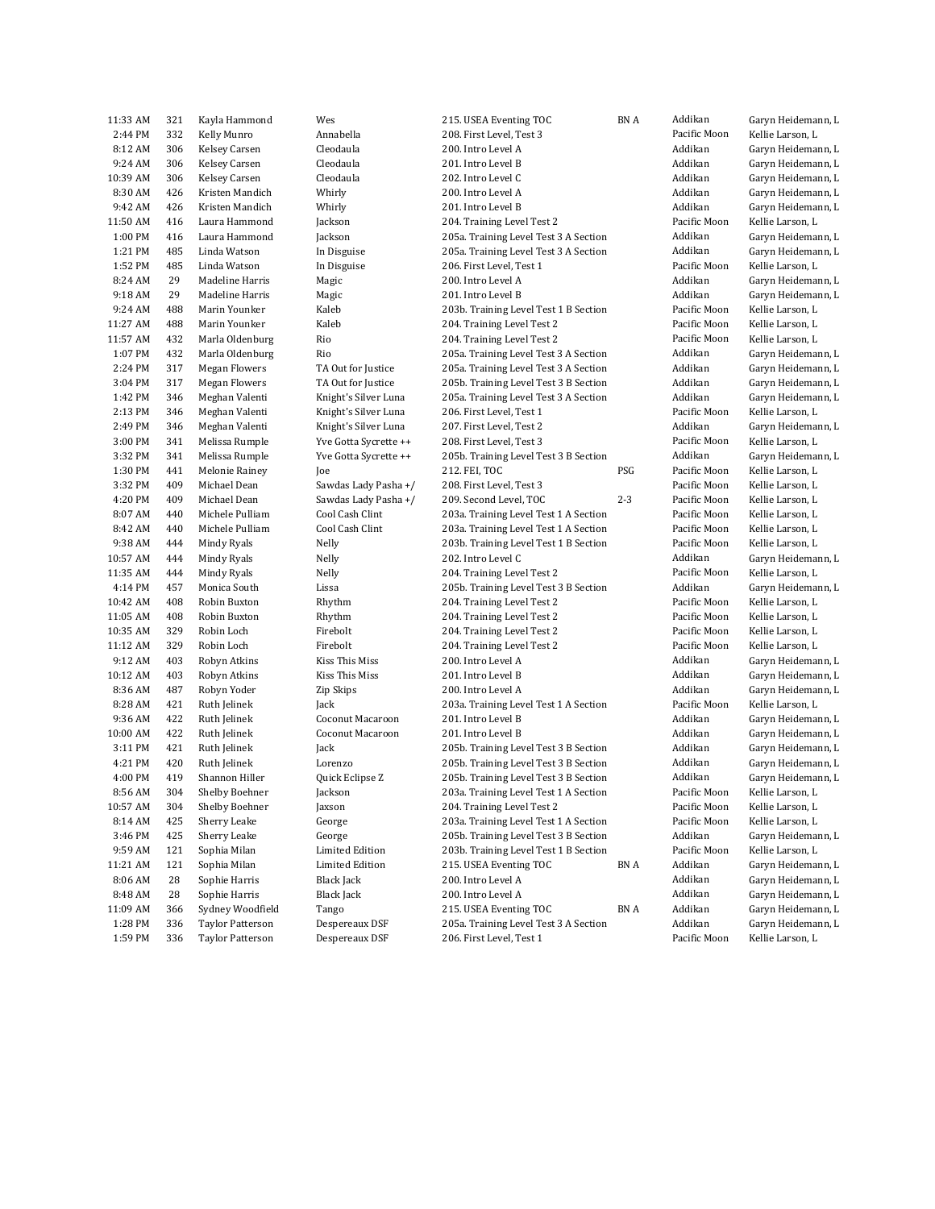| | | | | | | | |
|---|---|---|---|---|---|---|---|
| 11:33 AM | 321 | Kayla Hammond | Wes | 215. USEA Eventing TOC | BN A | Addikan | Garyn Heidemann, L |
| 2:44 PM | 332 | Kelly Munro | Annabella | 208. First Level, Test 3 | | Pacific Moon | Kellie Larson, L |
| 8:12 AM | 306 | Kelsey Carsen | Cleodaula | 200. Intro Level A | | Addikan | Garyn Heidemann, L |
| 9:24 AM | 306 | Kelsey Carsen | Cleodaula | 201. Intro Level B | | Addikan | Garyn Heidemann, L |
| 10:39 AM | 306 | Kelsey Carsen | Cleodaula | 202. Intro Level C | | Addikan | Garyn Heidemann, L |
| 8:30 AM | 426 | Kristen Mandich | Whirly | 200. Intro Level A | | Addikan | Garyn Heidemann, L |
| 9:42 AM | 426 | Kristen Mandich | Whirly | 201. Intro Level B | | Addikan | Garyn Heidemann, L |
| 11:50 AM | 416 | Laura Hammond | Jackson | 204. Training Level Test 2 | | Pacific Moon | Kellie Larson, L |
| 1:00 PM | 416 | Laura Hammond | Jackson | 205a. Training Level Test 3 A Section | | Addikan | Garyn Heidemann, L |
| 1:21 PM | 485 | Linda Watson | In Disguise | 205a. Training Level Test 3 A Section | | Addikan | Garyn Heidemann, L |
| 1:52 PM | 485 | Linda Watson | In Disguise | 206. First Level, Test 1 | | Pacific Moon | Kellie Larson, L |
| 8:24 AM | 29 | Madeline Harris | Magic | 200. Intro Level A | | Addikan | Garyn Heidemann, L |
| 9:18 AM | 29 | Madeline Harris | Magic | 201. Intro Level B | | Addikan | Garyn Heidemann, L |
| 9:24 AM | 488 | Marin Younker | Kaleb | 203b. Training Level Test 1 B Section | | Pacific Moon | Kellie Larson, L |
| 11:27 AM | 488 | Marin Younker | Kaleb | 204. Training Level Test 2 | | Pacific Moon | Kellie Larson, L |
| 11:57 AM | 432 | Marla Oldenburg | Rio | 204. Training Level Test 2 | | Pacific Moon | Kellie Larson, L |
| 1:07 PM | 432 | Marla Oldenburg | Rio | 205a. Training Level Test 3 A Section | | Addikan | Garyn Heidemann, L |
| 2:24 PM | 317 | Megan Flowers | TA Out for Justice | 205a. Training Level Test 3 A Section | | Addikan | Garyn Heidemann, L |
| 3:04 PM | 317 | Megan Flowers | TA Out for Justice | 205b. Training Level Test 3 B Section | | Addikan | Garyn Heidemann, L |
| 1:42 PM | 346 | Meghan Valenti | Knight's Silver Luna | 205a. Training Level Test 3 A Section | | Addikan | Garyn Heidemann, L |
| 2:13 PM | 346 | Meghan Valenti | Knight's Silver Luna | 206. First Level, Test 1 | | Pacific Moon | Kellie Larson, L |
| 2:49 PM | 346 | Meghan Valenti | Knight's Silver Luna | 207. First Level, Test 2 | | Addikan | Garyn Heidemann, L |
| 3:00 PM | 341 | Melissa Rumple | Yve Gotta Sycrette ++ | 208. First Level, Test 3 | | Pacific Moon | Kellie Larson, L |
| 3:32 PM | 341 | Melissa Rumple | Yve Gotta Sycrette ++ | 205b. Training Level Test 3 B Section | | Addikan | Garyn Heidemann, L |
| 1:30 PM | 441 | Melonie Rainey | Joe | 212. FEI, TOC | PSG | Pacific Moon | Kellie Larson, L |
| 3:32 PM | 409 | Michael Dean | Sawdas Lady Pasha +/ | 208. First Level, Test 3 | | Pacific Moon | Kellie Larson, L |
| 4:20 PM | 409 | Michael Dean | Sawdas Lady Pasha +/ | 209. Second Level, TOC | 2-3 | Pacific Moon | Kellie Larson, L |
| 8:07 AM | 440 | Michele Pulliam | Cool Cash Clint | 203a. Training Level Test 1 A Section | | Pacific Moon | Kellie Larson, L |
| 8:42 AM | 440 | Michele Pulliam | Cool Cash Clint | 203a. Training Level Test 1 A Section | | Pacific Moon | Kellie Larson, L |
| 9:38 AM | 444 | Mindy Ryals | Nelly | 203b. Training Level Test 1 B Section | | Pacific Moon | Kellie Larson, L |
| 10:57 AM | 444 | Mindy Ryals | Nelly | 202. Intro Level C | | Addikan | Garyn Heidemann, L |
| 11:35 AM | 444 | Mindy Ryals | Nelly | 204. Training Level Test 2 | | Pacific Moon | Kellie Larson, L |
| 4:14 PM | 457 | Monica South | Lissa | 205b. Training Level Test 3 B Section | | Addikan | Garyn Heidemann, L |
| 10:42 AM | 408 | Robin Buxton | Rhythm | 204. Training Level Test 2 | | Pacific Moon | Kellie Larson, L |
| 11:05 AM | 408 | Robin Buxton | Rhythm | 204. Training Level Test 2 | | Pacific Moon | Kellie Larson, L |
| 10:35 AM | 329 | Robin Loch | Firebolt | 204. Training Level Test 2 | | Pacific Moon | Kellie Larson, L |
| 11:12 AM | 329 | Robin Loch | Firebolt | 204. Training Level Test 2 | | Pacific Moon | Kellie Larson, L |
| 9:12 AM | 403 | Robyn Atkins | Kiss This Miss | 200. Intro Level A | | Addikan | Garyn Heidemann, L |
| 10:12 AM | 403 | Robyn Atkins | Kiss This Miss | 201. Intro Level B | | Addikan | Garyn Heidemann, L |
| 8:36 AM | 487 | Robyn Yoder | Zip Skips | 200. Intro Level A | | Addikan | Garyn Heidemann, L |
| 8:28 AM | 421 | Ruth Jelinek | Jack | 203a. Training Level Test 1 A Section | | Pacific Moon | Kellie Larson, L |
| 9:36 AM | 422 | Ruth Jelinek | Coconut Macaroon | 201. Intro Level B | | Addikan | Garyn Heidemann, L |
| 10:00 AM | 422 | Ruth Jelinek | Coconut Macaroon | 201. Intro Level B | | Addikan | Garyn Heidemann, L |
| 3:11 PM | 421 | Ruth Jelinek | Jack | 205b. Training Level Test 3 B Section | | Addikan | Garyn Heidemann, L |
| 4:21 PM | 420 | Ruth Jelinek | Lorenzo | 205b. Training Level Test 3 B Section | | Addikan | Garyn Heidemann, L |
| 4:00 PM | 419 | Shannon Hiller | Quick Eclipse Z | 205b. Training Level Test 3 B Section | | Addikan | Garyn Heidemann, L |
| 8:56 AM | 304 | Shelby Boehner | Jackson | 203a. Training Level Test 1 A Section | | Pacific Moon | Kellie Larson, L |
| 10:57 AM | 304 | Shelby Boehner | Jaxson | 204. Training Level Test 2 | | Pacific Moon | Kellie Larson, L |
| 8:14 AM | 425 | Sherry Leake | George | 203a. Training Level Test 1 A Section | | Pacific Moon | Kellie Larson, L |
| 3:46 PM | 425 | Sherry Leake | George | 205b. Training Level Test 3 B Section | | Addikan | Garyn Heidemann, L |
| 9:59 AM | 121 | Sophia Milan | Limited Edition | 203b. Training Level Test 1 B Section | | Pacific Moon | Kellie Larson, L |
| 11:21 AM | 121 | Sophia Milan | Limited Edition | 215. USEA Eventing TOC | BN A | Addikan | Garyn Heidemann, L |
| 8:06 AM | 28 | Sophie Harris | Black Jack | 200. Intro Level A | | Addikan | Garyn Heidemann, L |
| 8:48 AM | 28 | Sophie Harris | Black Jack | 200. Intro Level A | | Addikan | Garyn Heidemann, L |
| 11:09 AM | 366 | Sydney Woodfield | Tango | 215. USEA Eventing TOC | BN A | Addikan | Garyn Heidemann, L |
| 1:28 PM | 336 | Taylor Patterson | Despereaux DSF | 205a. Training Level Test 3 A Section | | Addikan | Garyn Heidemann, L |
| 1:59 PM | 336 | Taylor Patterson | Despereaux DSF | 206. First Level, Test 1 | | Pacific Moon | Kellie Larson, L |